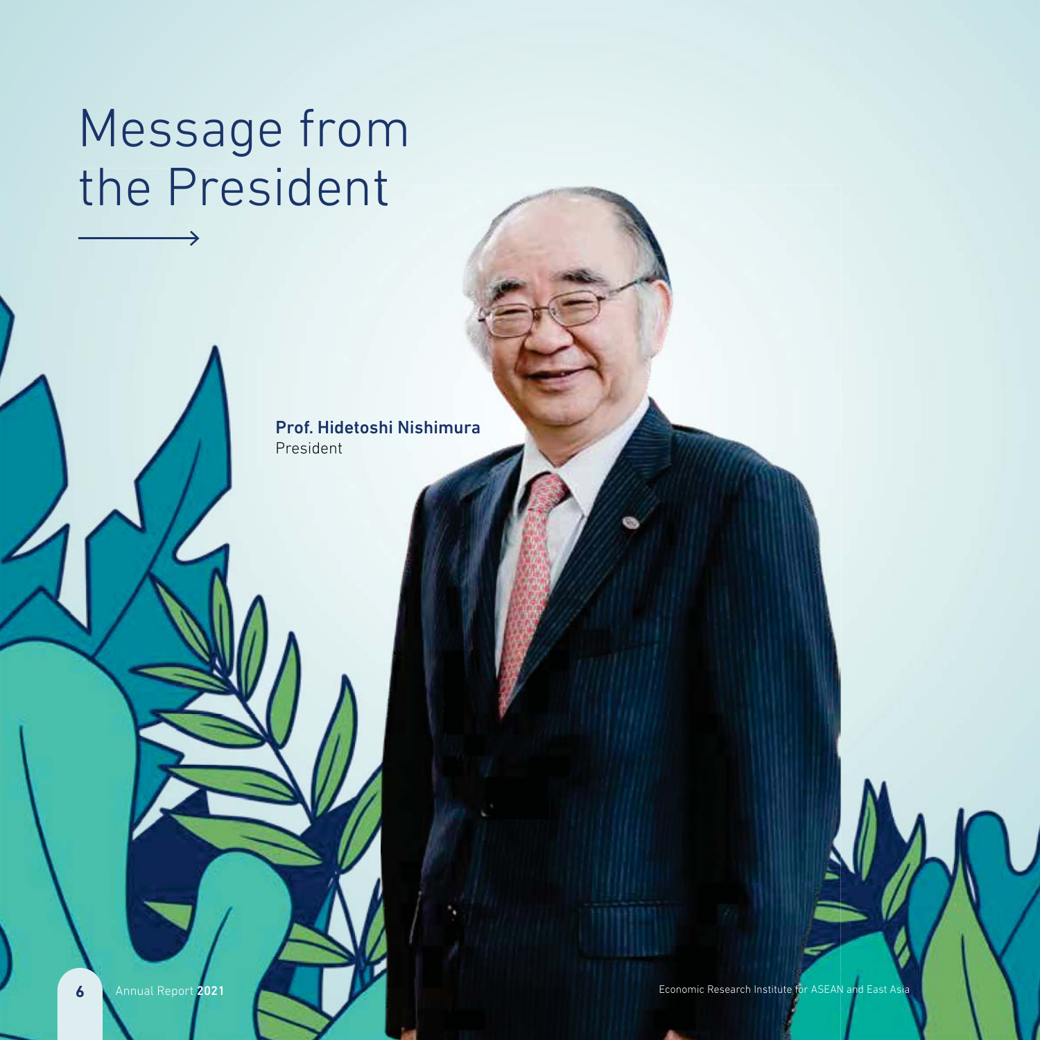# Message from the President

**Prof. Hidetoshi Nishimura**
President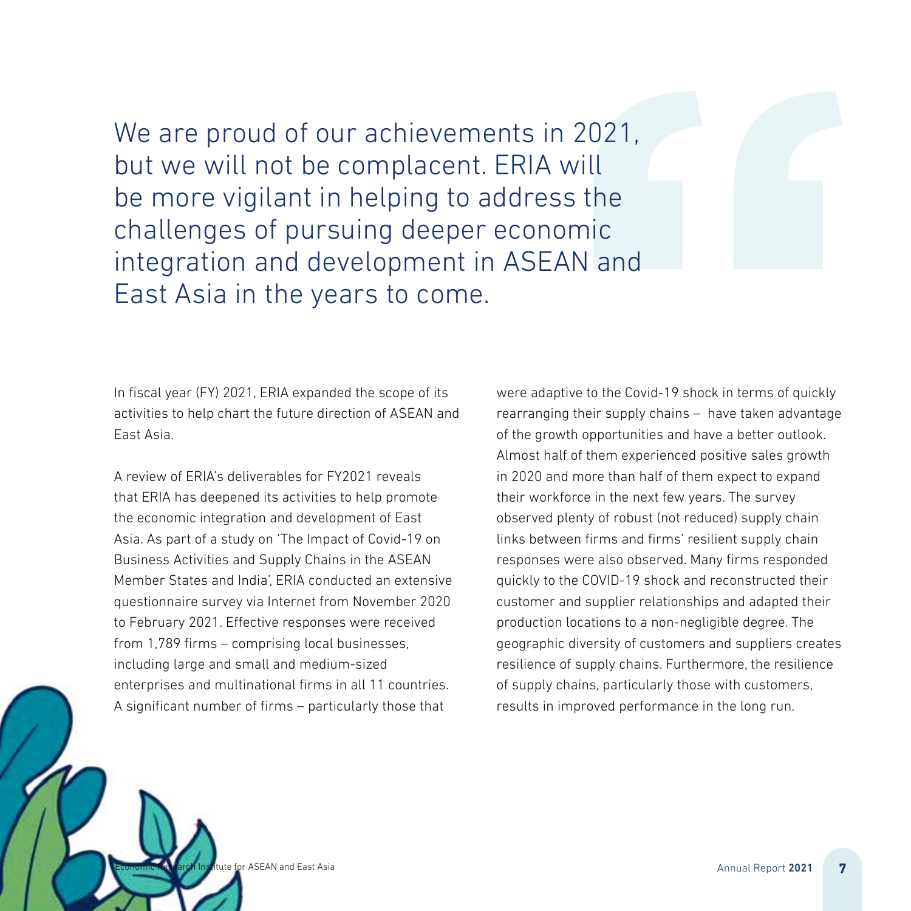> We are proud of our achievements in 2021, but we will not be complacent. ERIA will be more vigilant in helping to address the challenges of pursuing deeper economic integration and development in ASEAN and East Asia in the years to come.

In fiscal year (FY) 2021, ERIA expanded the scope of its activities to help chart the future direction of ASEAN and East Asia.

A review of ERIA's deliverables for FY2021 reveals that ERIA has deepened its activities to help promote the economic integration and development of East Asia. As part of a study on 'The Impact of Covid-19 on Business Activities and Supply Chains in the ASEAN Member States and India', ERIA conducted an extensive questionnaire survey via Internet from November 2020 to February 2021. Effective responses were received from 1,789 firms – comprising local businesses, including large and small and medium-sized enterprises and multinational firms in all 11 countries. A significant number of firms – particularly those that were adaptive to the Covid-19 shock in terms of quickly rearranging their supply chains – have taken advantage of the growth opportunities and have a better outlook. Almost half of them experienced positive sales growth in 2020 and more than half of them expect to expand their workforce in the next few years. The survey observed plenty of robust (not reduced) supply chain links between firms and firms' resilient supply chain responses were also observed. Many firms responded quickly to the COVID-19 shock and reconstructed their customer and supplier relationships and adapted their production locations to a non-negligible degree. The geographic diversity of customers and suppliers creates resilience of supply chains. Furthermore, the resilience of supply chains, particularly those with customers, results in improved performance in the long run.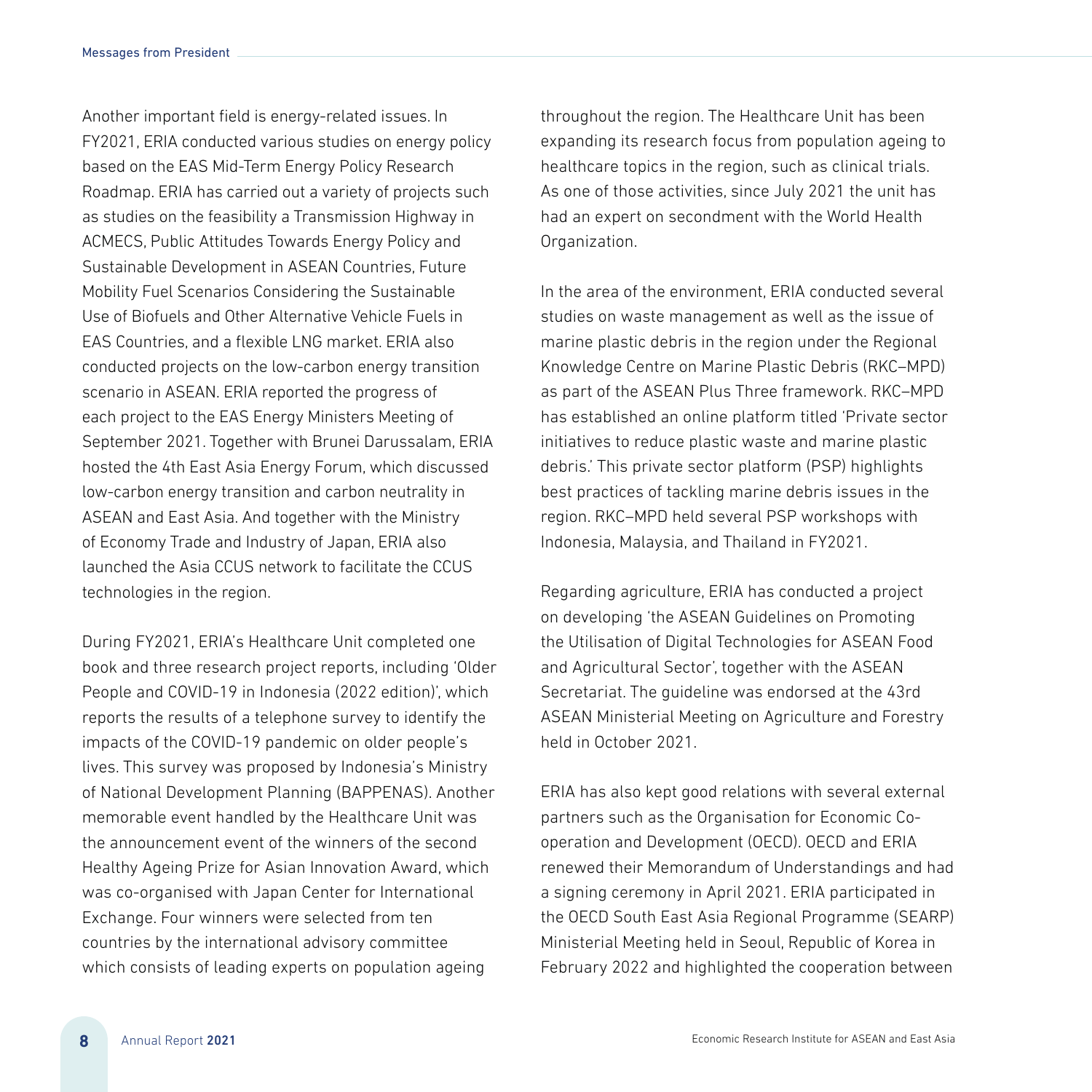Another important field is energy-related issues. In FY2021, ERIA conducted various studies on energy policy based on the EAS Mid-Term Energy Policy Research Roadmap. ERIA has carried out a variety of projects such as studies on the feasibility a Transmission Highway in ACMECS, Public Attitudes Towards Energy Policy and Sustainable Development in ASEAN Countries, Future Mobility Fuel Scenarios Considering the Sustainable Use of Biofuels and Other Alternative Vehicle Fuels in EAS Countries, and a flexible LNG market. ERIA also conducted projects on the low-carbon energy transition scenario in ASEAN. ERIA reported the progress of each project to the EAS Energy Ministers Meeting of September 2021. Together with Brunei Darussalam, ERIA hosted the 4th East Asia Energy Forum, which discussed low-carbon energy transition and carbon neutrality in ASEAN and East Asia. And together with the Ministry of Economy Trade and Industry of Japan, ERIA also launched the Asia CCUS network to facilitate the CCUS technologies in the region.

During FY2021, ERIA's Healthcare Unit completed one book and three research project reports, including 'Older People and COVID-19 in Indonesia (2022 edition)', which reports the results of a telephone survey to identify the impacts of the COVID-19 pandemic on older people's lives. This survey was proposed by Indonesia's Ministry of National Development Planning (BAPPENAS). Another memorable event handled by the Healthcare Unit was the announcement event of the winners of the second Healthy Ageing Prize for Asian Innovation Award, which was co-organised with Japan Center for International Exchange. Four winners were selected from ten countries by the international advisory committee which consists of leading experts on population ageing throughout the region. The Healthcare Unit has been expanding its research focus from population ageing to healthcare topics in the region, such as clinical trials. As one of those activities, since July 2021 the unit has had an expert on secondment with the World Health Organization.

In the area of the environment, ERIA conducted several studies on waste management as well as the issue of marine plastic debris in the region under the Regional Knowledge Centre on Marine Plastic Debris (RKC–MPD) as part of the ASEAN Plus Three framework. RKC–MPD has established an online platform titled 'Private sector initiatives to reduce plastic waste and marine plastic debris.' This private sector platform (PSP) highlights best practices of tackling marine debris issues in the region. RKC–MPD held several PSP workshops with Indonesia, Malaysia, and Thailand in FY2021.

Regarding agriculture, ERIA has conducted a project on developing 'the ASEAN Guidelines on Promoting the Utilisation of Digital Technologies for ASEAN Food and Agricultural Sector', together with the ASEAN Secretariat. The guideline was endorsed at the 43rd ASEAN Ministerial Meeting on Agriculture and Forestry held in October 2021.

ERIA has also kept good relations with several external partners such as the Organisation for Economic Co-operation and Development (OECD). OECD and ERIA renewed their Memorandum of Understandings and had a signing ceremony in April 2021. ERIA participated in the OECD South East Asia Regional Programme (SEARP) Ministerial Meeting held in Seoul, Republic of Korea in February 2022 and highlighted the cooperation between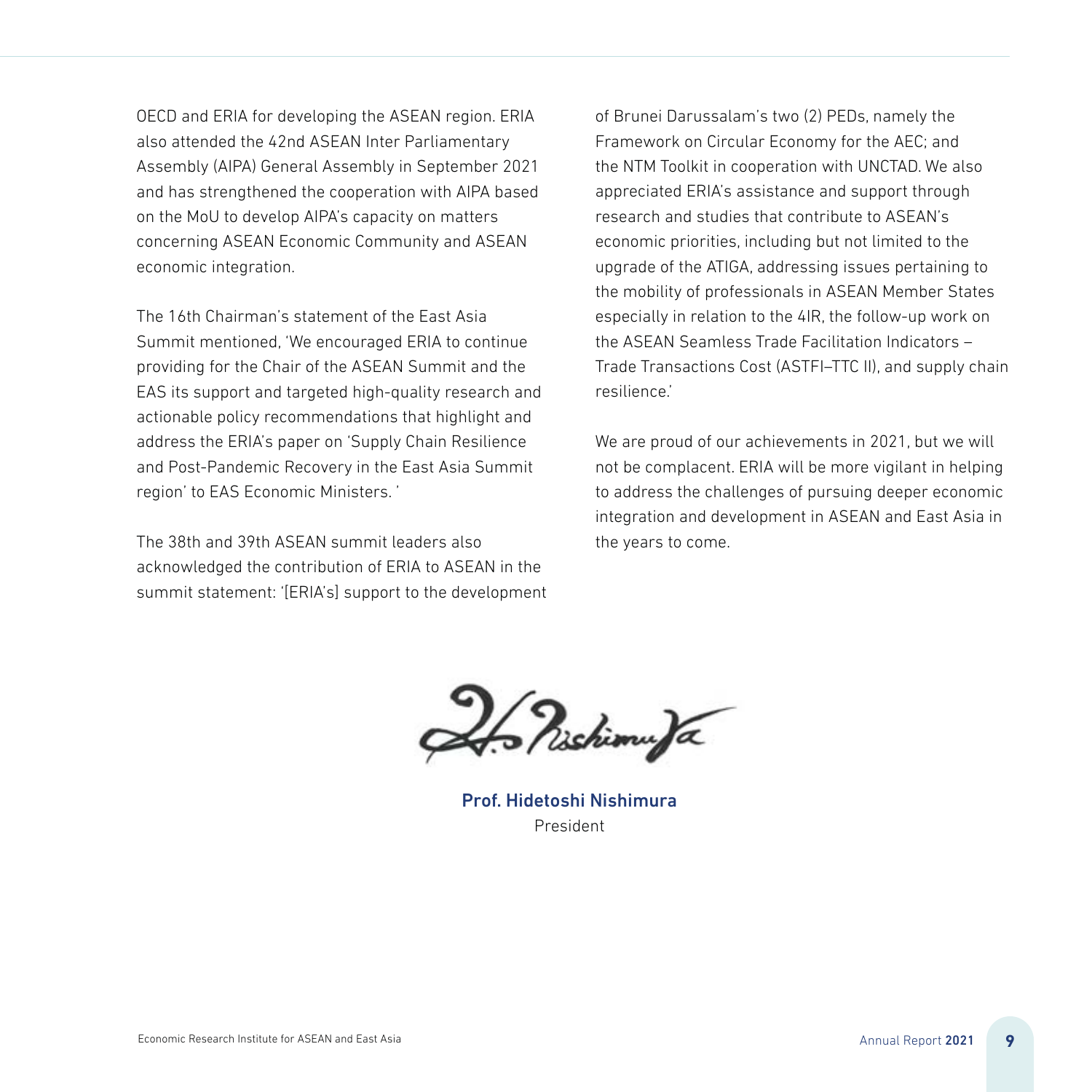OECD and ERIA for developing the ASEAN region. ERIA also attended the 42nd ASEAN Inter Parliamentary Assembly (AIPA) General Assembly in September 2021 and has strengthened the cooperation with AIPA based on the MoU to develop AIPA's capacity on matters concerning ASEAN Economic Community and ASEAN economic integration.

The 16th Chairman's statement of the East Asia Summit mentioned, 'We encouraged ERIA to continue providing for the Chair of the ASEAN Summit and the EAS its support and targeted high-quality research and actionable policy recommendations that highlight and address the ERIA's paper on 'Supply Chain Resilience and Post-Pandemic Recovery in the East Asia Summit region' to EAS Economic Ministers. '

The 38th and 39th ASEAN summit leaders also acknowledged the contribution of ERIA to ASEAN in the summit statement: '[ERIA's] support to the development of Brunei Darussalam's two (2) PEDs, namely the Framework on Circular Economy for the AEC; and the NTM Toolkit in cooperation with UNCTAD. We also appreciated ERIA's assistance and support through research and studies that contribute to ASEAN's economic priorities, including but not limited to the upgrade of the ATIGA, addressing issues pertaining to the mobility of professionals in ASEAN Member States especially in relation to the 4IR, the follow-up work on the ASEAN Seamless Trade Facilitation Indicators – Trade Transactions Cost (ASTFI–TTC II), and supply chain resilience.'

We are proud of our achievements in 2021, but we will not be complacent. ERIA will be more vigilant in helping to address the challenges of pursuing deeper economic integration and development in ASEAN and East Asia in the years to come.

**Prof. Hidetoshi Nishimura**
President